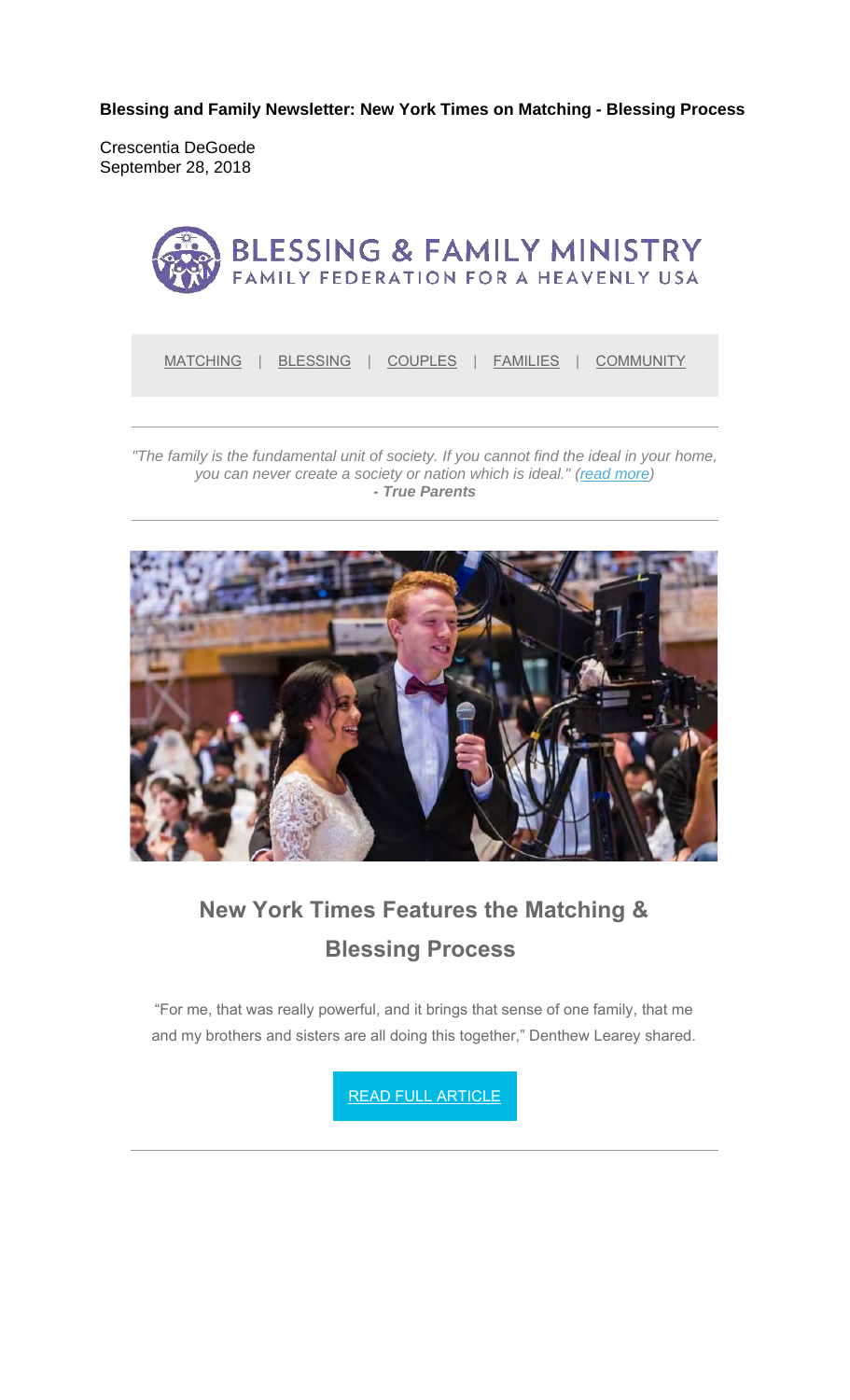**Blessing and Family Newsletter: New York Times on Matching - Blessing Process**

Crescentia DeGoede
September 28, 2018

BLESSING & FAMILY MINISTRY
FAMILY FEDERATION FOR A HEAVENLY USA

MATCHING | BLESSING | COUPLES | FAMILIES | COMMUNITY

---

*"The family is the fundamental unit of society. If you cannot find the ideal in your home, you can never create a society or nation which is ideal." (read more)*
***- True Parents***

---

## New York Times Features the Matching & Blessing Process

"For me, that was really powerful, and it brings that sense of one family, that me and my brothers and sisters are all doing this together," Denthew Learey shared.

READ FULL ARTICLE

---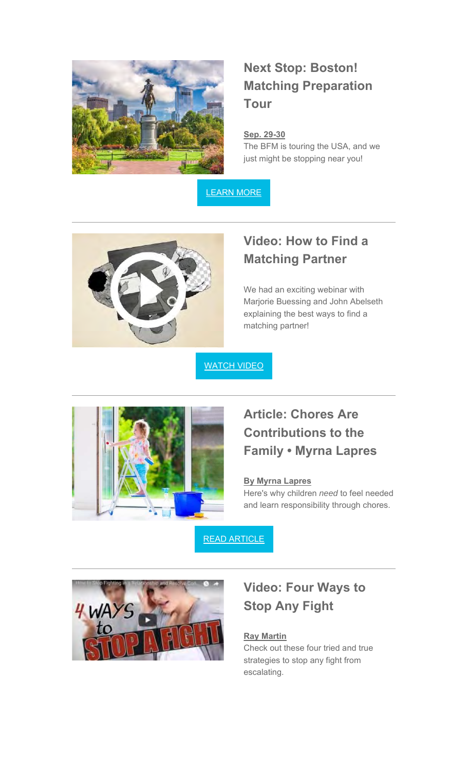## Next Stop: Boston! Matching Preparation Tour

**Sep. 29-30**
The BFM is touring the USA, and we just might be stopping near you!

LEARN MORE

---

## Video: How to Find a Matching Partner

We had an exciting webinar with Marjorie Buessing and John Abelseth explaining the best ways to find a matching partner!

WATCH VIDEO

---

## Article: Chores Are Contributions to the Family • Myrna Lapres

**By Myrna Lapres**
Here's why children *need* to feel needed and learn responsibility through chores.

READ ARTICLE

---

## Video: Four Ways to Stop Any Fight

**Ray Martin**
Check out these four tried and true strategies to stop any fight from escalating.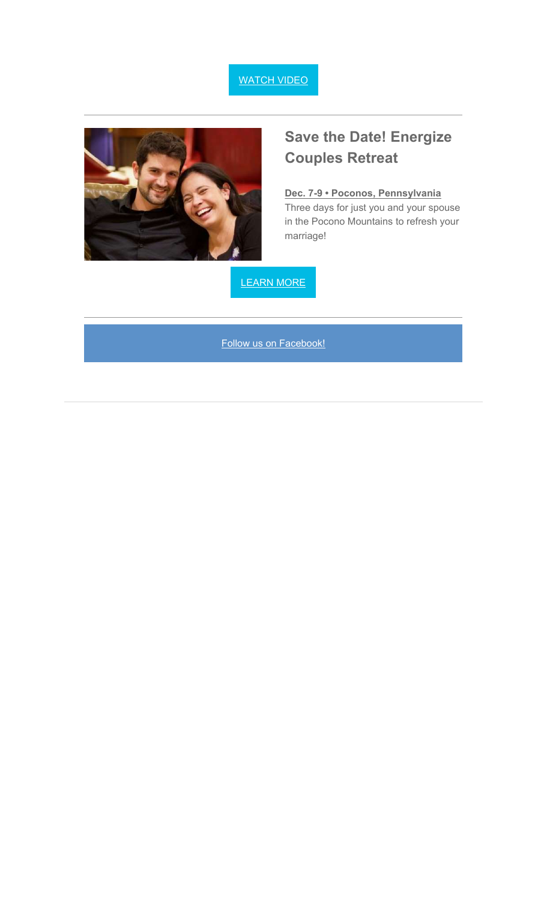WATCH VIDEO

---

## Save the Date! Energize Couples Retreat

**Dec. 7-9 • Poconos, Pennsylvania**
Three days for just you and your spouse in the Pocono Mountains to refresh your marriage!

LEARN MORE

---

Follow us on Facebook!